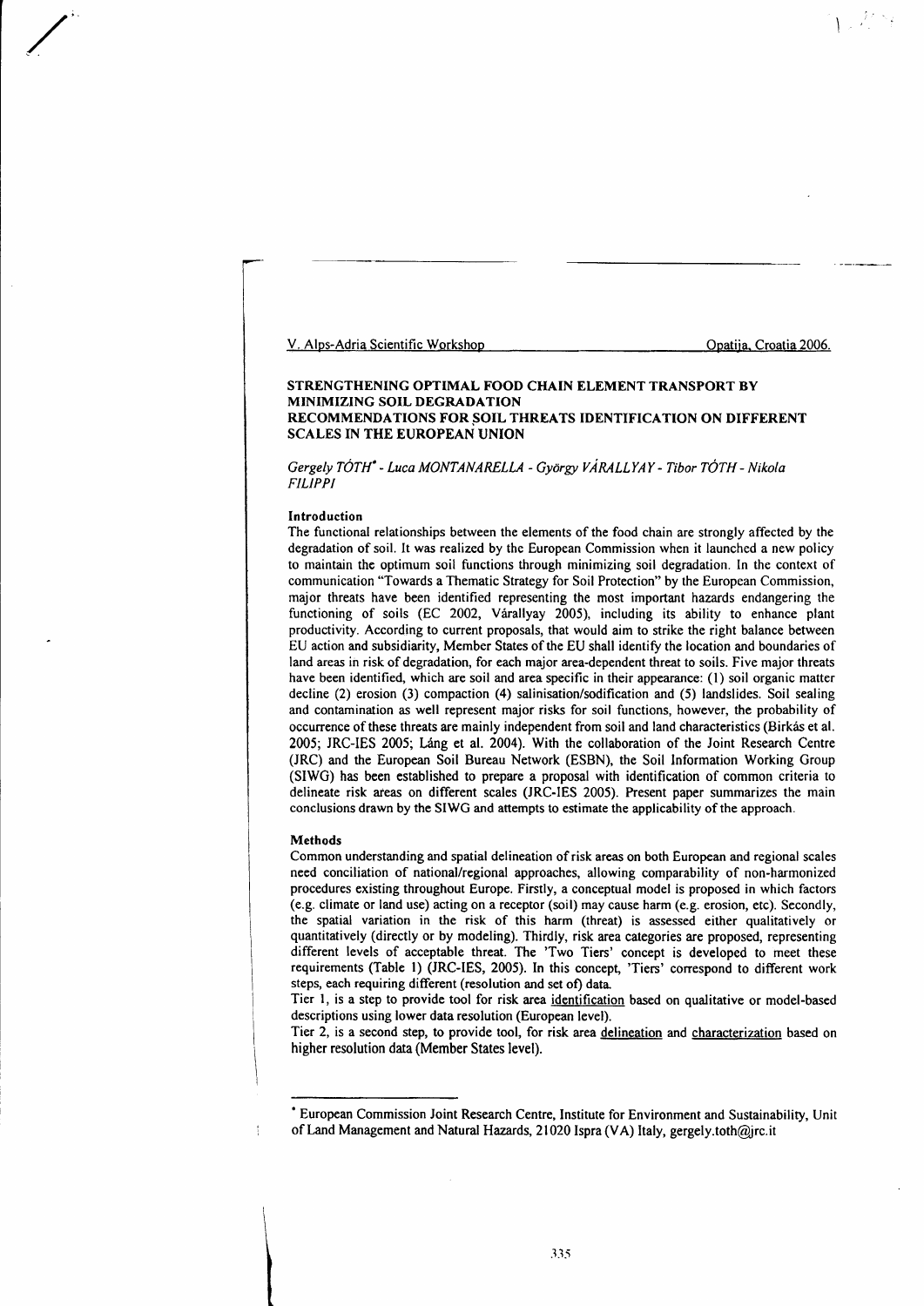# STRENGTHENING OPTIMAL FOOD CHAIN ELEMENT TRANSPORT BY MINIMIZING SOIL DEGRADATION
## RECOMMENDATIONS FOR SOIL THREATS IDENTIFICATION ON DIFFERENT SCALES IN THE EUROPEAN UNION

*Gergely TÓTH*[*] *- Luca MONTANARELLA - György VÁRALLYAY - Tibor TÓTH - Nikola FILIPPI*

### Introduction

The functional relationships between the elements of the food chain are strongly affected by the degradation of soil. It was realized by the European Commission when it launched a new policy to maintain the optimum soil functions through minimizing soil degradation. In the context of communication "Towards a Thematic Strategy for Soil Protection" by the European Commission, major threats have been identified representing the most important hazards endangering the functioning of soils (EC 2002, Várallyay 2005), including its ability to enhance plant productivity. According to current proposals, that would aim to strike the right balance between EU action and subsidiarity, Member States of the EU shall identify the location and boundaries of land areas in risk of degradation, for each major area-dependent threat to soils. Five major threats have been identified, which are soil and area specific in their appearance: (1) soil organic matter decline (2) erosion (3) compaction (4) salinisation/sodification and (5) landslides. Soil sealing and contamination as well represent major risks for soil functions, however, the probability of occurrence of these threats are mainly independent from soil and land characteristics (Birkás et al. 2005; JRC-IES 2005; Láng et al. 2004). With the collaboration of the Joint Research Centre (JRC) and the European Soil Bureau Network (ESBN), the Soil Information Working Group (SIWG) has been established to prepare a proposal with identification of common criteria to delineate risk areas on different scales (JRC-IES 2005). Present paper summarizes the main conclusions drawn by the SIWG and attempts to estimate the applicability of the approach.

### Methods

Common understanding and spatial delineation of risk areas on both European and regional scales need conciliation of national/regional approaches, allowing comparability of non-harmonized procedures existing throughout Europe. Firstly, a conceptual model is proposed in which factors (e.g. climate or land use) acting on a receptor (soil) may cause harm (e.g. erosion, etc). Secondly, the spatial variation in the risk of this harm (threat) is assessed either qualitatively or quantitatively (directly or by modeling). Thirdly, risk area categories are proposed, representing different levels of acceptable threat. The 'Two Tiers' concept is developed to meet these requirements (Table 1) (JRC-IES, 2005). In this concept, 'Tiers' correspond to different work steps, each requiring different (resolution and set of) data.

Tier 1, is a step to provide tool for risk area identification based on qualitative or model-based descriptions using lower data resolution (European level).

Tier 2, is a second step, to provide tool, for risk area delineation and characterization based on higher resolution data (Member States level).

---

[*] European Commission Joint Research Centre, Institute for Environment and Sustainability, Unit of Land Management and Natural Hazards, 21020 Ispra (VA) Italy, gergely.toth@jrc.it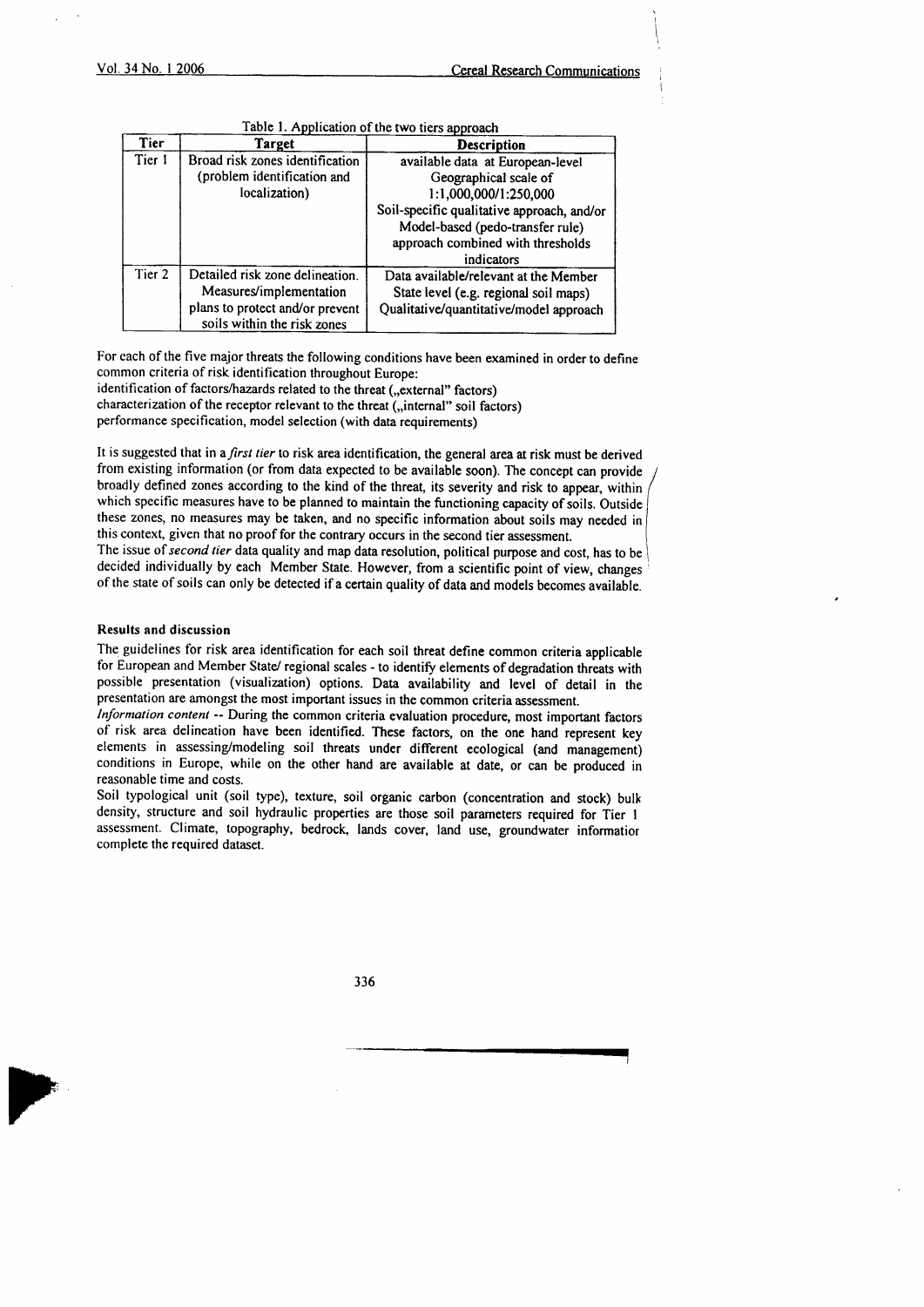Table 1. Application of the two tiers approach

| Tier | Target | Description |
|---|---|---|
| Tier 1 | Broad risk zones identification (problem identification and localization) | available data at European-level Geographical scale of 1:1,000,000/1:250,000 Soil-specific qualitative approach, and/or Model-based (pedo-transfer rule) approach combined with thresholds indicators |
| Tier 2 | Detailed risk zone delineation. Measures/implementation plans to protect and/or prevent soils within the risk zones | Data available/relevant at the Member State level (e.g. regional soil maps) Qualitative/quantitative/model approach |

For each of the five major threats the following conditions have been examined in order to define common criteria of risk identification throughout Europe:

identification of factors/hazards related to the threat („external" factors)

characterization of the receptor relevant to the threat („internal" soil factors)

performance specification, model selection (with data requirements)

It is suggested that in a *first tier* to risk area identification, the general area at risk must be derived from existing information (or from data expected to be available soon). The concept can provide broadly defined zones according to the kind of the threat, its severity and risk to appear, within which specific measures have to be planned to maintain the functioning capacity of soils. Outside these zones, no measures may be taken, and no specific information about soils may needed in this context, given that no proof for the contrary occurs in the second tier assessment.

The issue of *second tier* data quality and map data resolution, political purpose and cost, has to be decided individually by each Member State. However, from a scientific point of view, changes of the state of soils can only be detected if a certain quality of data and models becomes available.

## Results and discussion

The guidelines for risk area identification for each soil threat define common criteria applicable for European and Member State/ regional scales - to identify elements of degradation threats with possible presentation (visualization) options. Data availability and level of detail in the presentation are amongst the most important issues in the common criteria assessment.

*Information content* -- During the common criteria evaluation procedure, most important factors of risk area delineation have been identified. These factors, on the one hand represent key elements in assessing/modeling soil threats under different ecological (and management) conditions in Europe, while on the other hand are available at date, or can be produced in reasonable time and costs.

Soil typological unit (soil type), texture, soil organic carbon (concentration and stock) bulk density, structure and soil hydraulic properties are those soil parameters required for Tier 1 assessment. Climate, topography, bedrock, lands cover, land use, groundwater information complete the required dataset.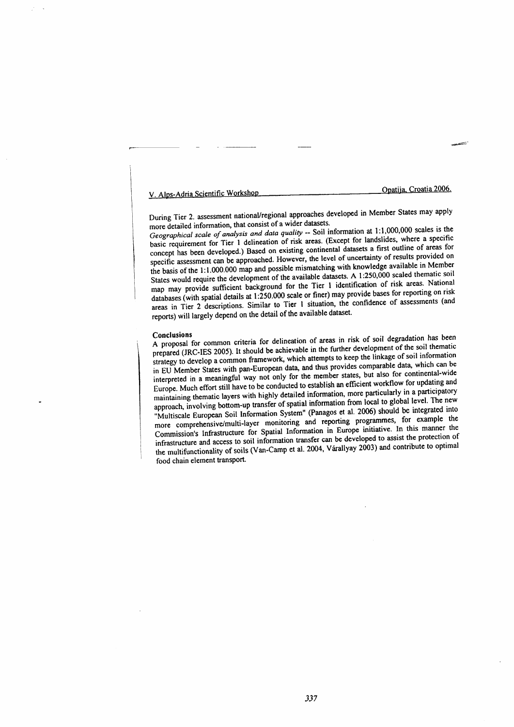During Tier 2. assessment national/regional approaches developed in Member States may apply more detailed information, that consist of a wider datasets.

*Geographical scale of analysis and data quality* -- Soil information at 1:1,000,000 scales is the basic requirement for Tier 1 delineation of risk areas. (Except for landslides, where a specific concept has been developed.) Based on existing continental datasets a first outline of areas for specific assessment can be approached. However, the level of uncertainty of results provided on the basis of the 1:1.000.000 map and possible mismatching with knowledge available in Member States would require the development of the available datasets. A 1:250,000 scaled thematic soil map may provide sufficient background for the Tier 1 identification of risk areas. National databases (with spatial details at 1:250.000 scale or finer) may provide bases for reporting on risk areas in Tier 2 descriptions. Similar to Tier 1 situation, the confidence of assessments (and reports) will largely depend on the detail of the available dataset.

**Conclusions**

A proposal for common criteria for delineation of areas in risk of soil degradation has been prepared (JRC-IES 2005). It should be achievable in the further development of the soil thematic strategy to develop a common framework, which attempts to keep the linkage of soil information in EU Member States with pan-European data, and thus provides comparable data, which can be interpreted in a meaningful way not only for the member states, but also for continental-wide Europe. Much effort still have to be conducted to establish an efficient workflow for updating and maintaining thematic layers with highly detailed information, more particularly in a participatory approach, involving bottom-up transfer of spatial information from local to global level. The new "Multiscale European Soil Information System" (Panagos et al. 2006) should be integrated into more comprehensive/multi-layer monitoring and reporting programmes, for example the Commission's Infrastructure for Spatial Information in Europe initiative. In this manner the infrastructure and access to soil information transfer can be developed to assist the protection of the multifunctionality of soils (Van-Camp et al. 2004, Várallyay 2003) and contribute to optimal food chain element transport.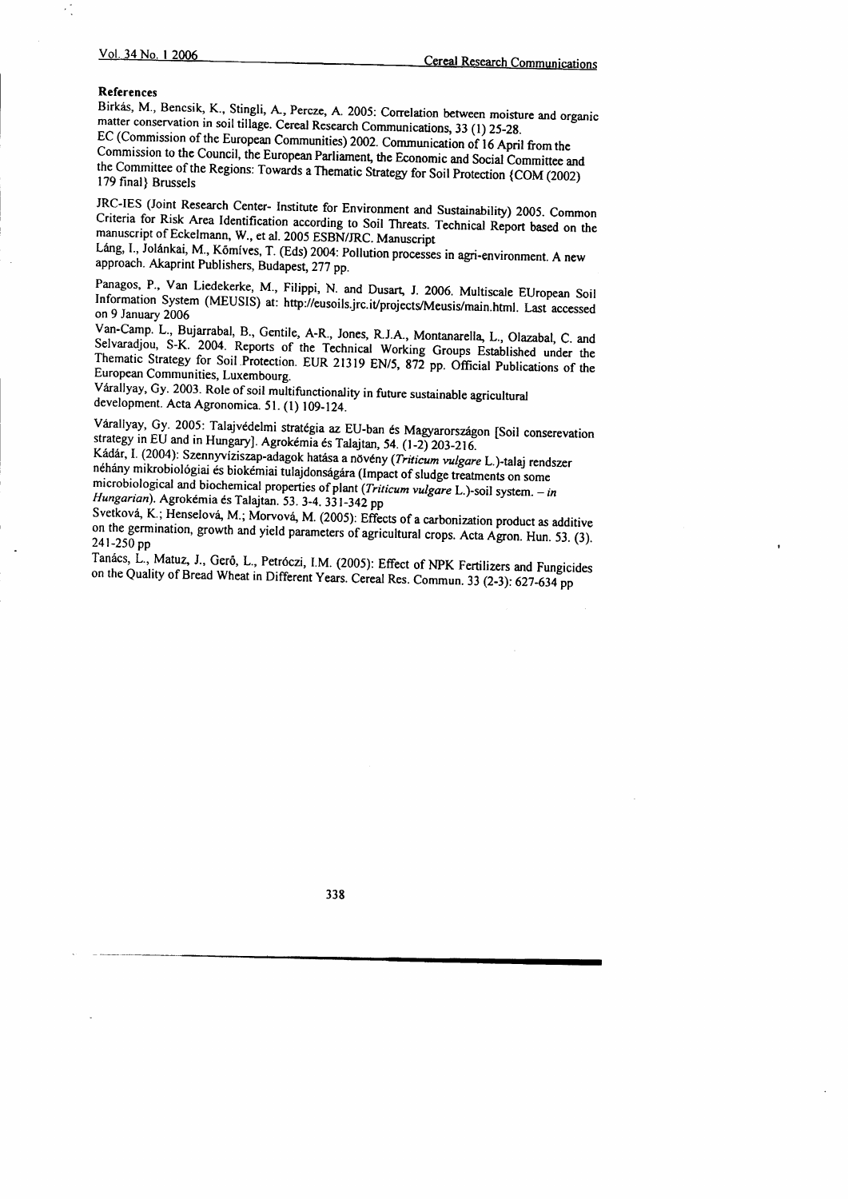**References**

Birkás, M., Bencsik, K., Stingli, A., Percze, A. 2005: Correlation between moisture and organic matter conservation in soil tillage. Cereal Research Communications, 33 (1) 25-28.

EC (Commission of the European Communities) 2002. Communication of 16 April from the Commission to the Council, the European Parliament, the Economic and Social Committee and the Committee of the Regions: Towards a Thematic Strategy for Soil Protection {COM (2002) 179 final} Brussels

JRC-IES (Joint Research Center- Institute for Environment and Sustainability) 2005. Common Criteria for Risk Area Identification according to Soil Threats. Technical Report based on the manuscript of Eckelmann, W., et al. 2005 ESBN/JRC. Manuscript

Láng, I., Jolánkai, M., Kőmíves, T. (Eds) 2004: Pollution processes in agri-environment. A new approach. Akaprint Publishers, Budapest, 277 pp.

Panagos, P., Van Liedekerke, M., Filippi, N. and Dusart, J. 2006. Multiscale EUropean Soil Information System (MEUSIS) at: http://eusoils.jrc.it/projects/Meusis/main.html. Last accessed on 9 January 2006

Van-Camp. L., Bujarrabal, B., Gentile, A-R., Jones, R.J.A., Montanarella, L., Olazabal, C. and Selvaradjou, S-K. 2004. Reports of the Technical Working Groups Established under the Thematic Strategy for Soil Protection. EUR 21319 EN/5, 872 pp. Official Publications of the European Communities, Luxembourg.

Várallyay, Gy. 2003. Role of soil multifunctionality in future sustainable agricultural development. Acta Agronomica. 51. (1) 109-124.

Várallyay, Gy. 2005: Talajvédelmi stratégia az EU-ban és Magyarországon [Soil conserevation strategy in EU and in Hungary]. Agrokémia és Talajtan, 54. (1-2) 203-216.

Kádár, I. (2004): Szennyvíziszap-adagok hatása a növény (*Triticum vulgare* L.)-talaj rendszer néhány mikrobiológiai és biokémiai tulajdonságára (Impact of sludge treatments on some microbiological and biochemical properties of plant (*Triticum vulgare* L.)-soil system. – *in Hungarian*). Agrokémia és Talajtan. 53. 3-4. 331-342 pp

Svetková, K.; Henselová, M.; Morvová, M. (2005): Effects of a carbonization product as additive on the germination, growth and yield parameters of agricultural crops. Acta Agron. Hun. 53. (3). 241-250 pp

Tanács, L., Matuz, J., Gerő, L., Petróczi, I.M. (2005): Effect of NPK Fertilizers and Fungicides on the Quality of Bread Wheat in Different Years. Cereal Res. Commun. 33 (2-3): 627-634 pp